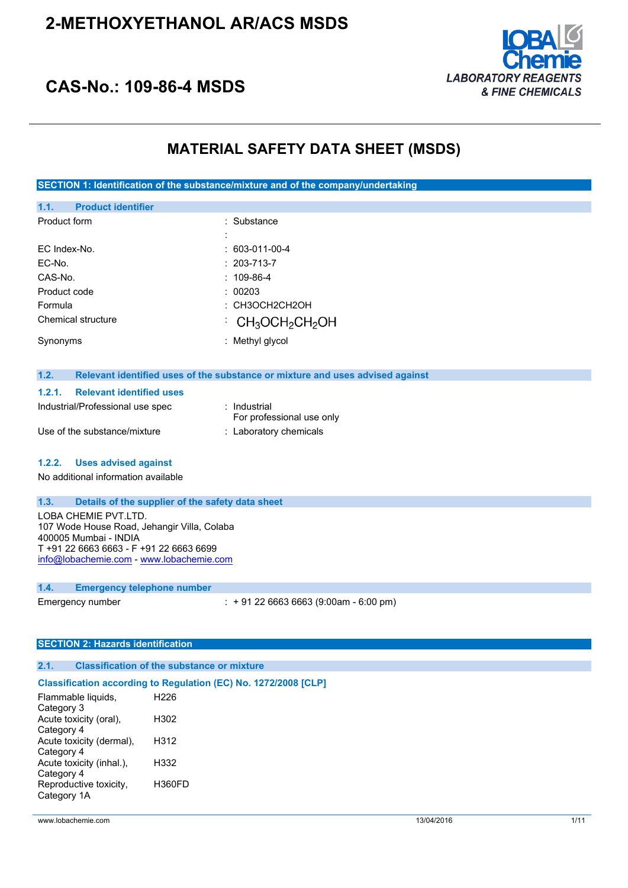# 2-METHOXYETHANOL AR/ACS MSDS

## CAS-No.: 109-86-4 MSDS

LOBA Chemie
*LABORATORY REAGENTS & FINE CHEMICALS*

# MATERIAL SAFETY DATA SHEET (MSDS)

## SECTION 1: Identification of the substance/mixture and of the company/undertaking

### 1.1. Product identifier

| | |
|---|---|
| Product form | : Substance |
| | : |
| EC Index-No. | : 603-011-00-4 |
| EC-No. | : 203-713-7 |
| CAS-No. | : 109-86-4 |
| Product code | : 00203 |
| Formula | : CH3OCH2CH2OH |
| Chemical structure | : $CH_3OCH_2CH_2OH$ |
| Synonyms | : Methyl glycol |

### 1.2. Relevant identified uses of the substance or mixture and uses advised against

#### 1.2.1. Relevant identified uses

| | |
|---|---|
| Industrial/Professional use spec | : Industrial<br>For professional use only |
| Use of the substance/mixture | : Laboratory chemicals |

#### 1.2.2. Uses advised against

No additional information available

### 1.3. Details of the supplier of the safety data sheet

LOBA CHEMIE PVT.LTD.
107 Wode House Road, Jehangir Villa, Colaba
400005 Mumbai - INDIA
T +91 22 6663 6663 - F +91 22 6663 6699
info@lobachemie.com - www.lobachemie.com

### 1.4. Emergency telephone number

| | |
|---|---|
| Emergency number | : + 91 22 6663 6663 (9:00am - 6:00 pm) |

## SECTION 2: Hazards identification

### 2.1. Classification of the substance or mixture

**Classification according to Regulation (EC) No. 1272/2008 [CLP]**

| | |
|---|---|
| Flammable liquids, Category 3 | H226 |
| Acute toxicity (oral), Category 4 | H302 |
| Acute toxicity (dermal), Category 4 | H312 |
| Acute toxicity (inhal.), Category 4 | H332 |
| Reproductive toxicity, Category 1A | H360FD |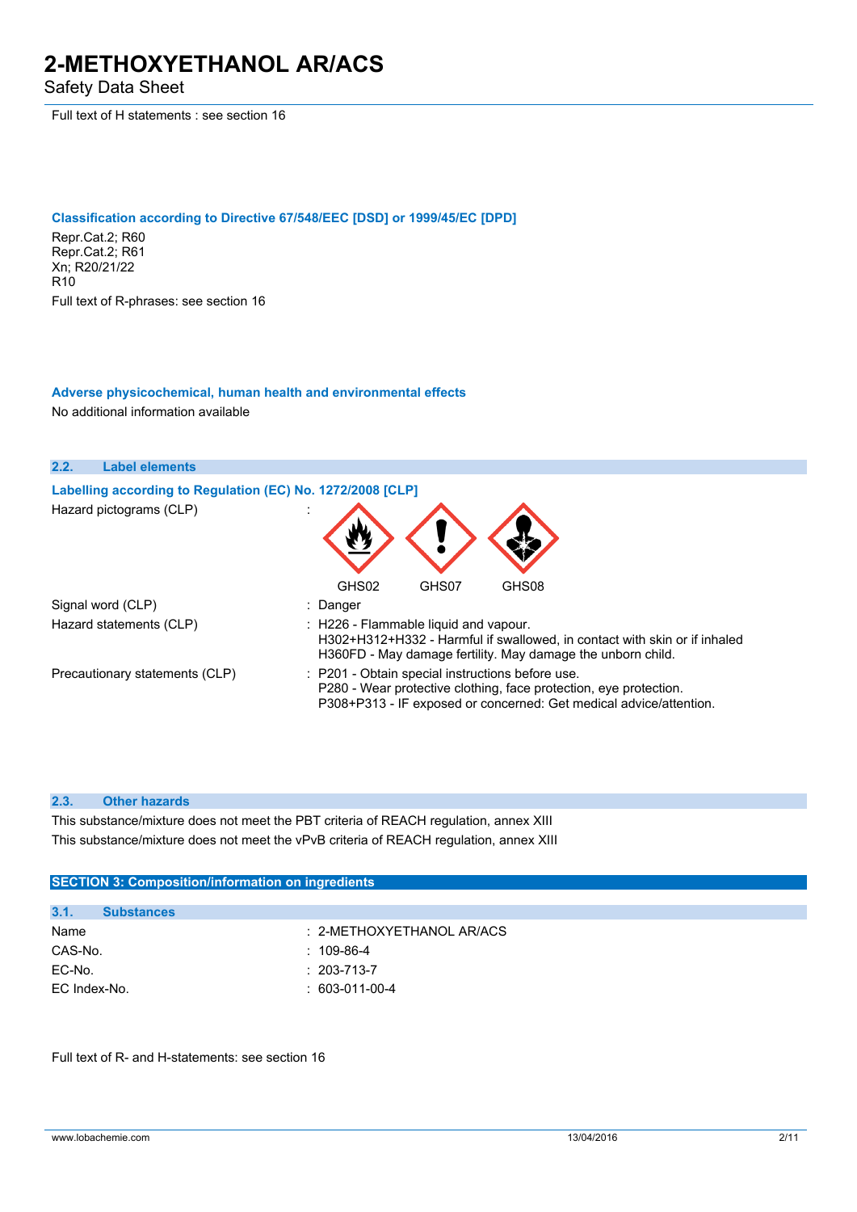Full text of H statements : see section 16

**Classification according to Directive 67/548/EEC [DSD] or 1999/45/EC [DPD]**

Repr.Cat.2; R60
Repr.Cat.2; R61
Xn; R20/21/22
R10

Full text of R-phrases: see section 16

**Adverse physicochemical, human health and environmental effects**

No additional information available

### 2.2. Label elements

**Labelling according to Regulation (EC) No. 1272/2008 [CLP]**

Hazard pictograms (CLP) :

GHS02 GHS07 GHS08

| | |
|---|---|
| Signal word (CLP) | : Danger |
| Hazard statements (CLP) | : H226 - Flammable liquid and vapour.<br>H302+H312+H332 - Harmful if swallowed, in contact with skin or if inhaled<br>H360FD - May damage fertility. May damage the unborn child. |
| Precautionary statements (CLP) | : P201 - Obtain special instructions before use.<br>P280 - Wear protective clothing, face protection, eye protection.<br>P308+P313 - IF exposed or concerned: Get medical advice/attention. |

### 2.3. Other hazards

This substance/mixture does not meet the PBT criteria of REACH regulation, annex XIII

This substance/mixture does not meet the vPvB criteria of REACH regulation, annex XIII

## SECTION 3: Composition/information on ingredients

### 3.1. Substances

| | |
|---|---|
| Name | : 2-METHOXYETHANOL AR/ACS |
| CAS-No. | : 109-86-4 |
| EC-No. | : 203-713-7 |
| EC Index-No. | : 603-011-00-4 |

Full text of R- and H-statements: see section 16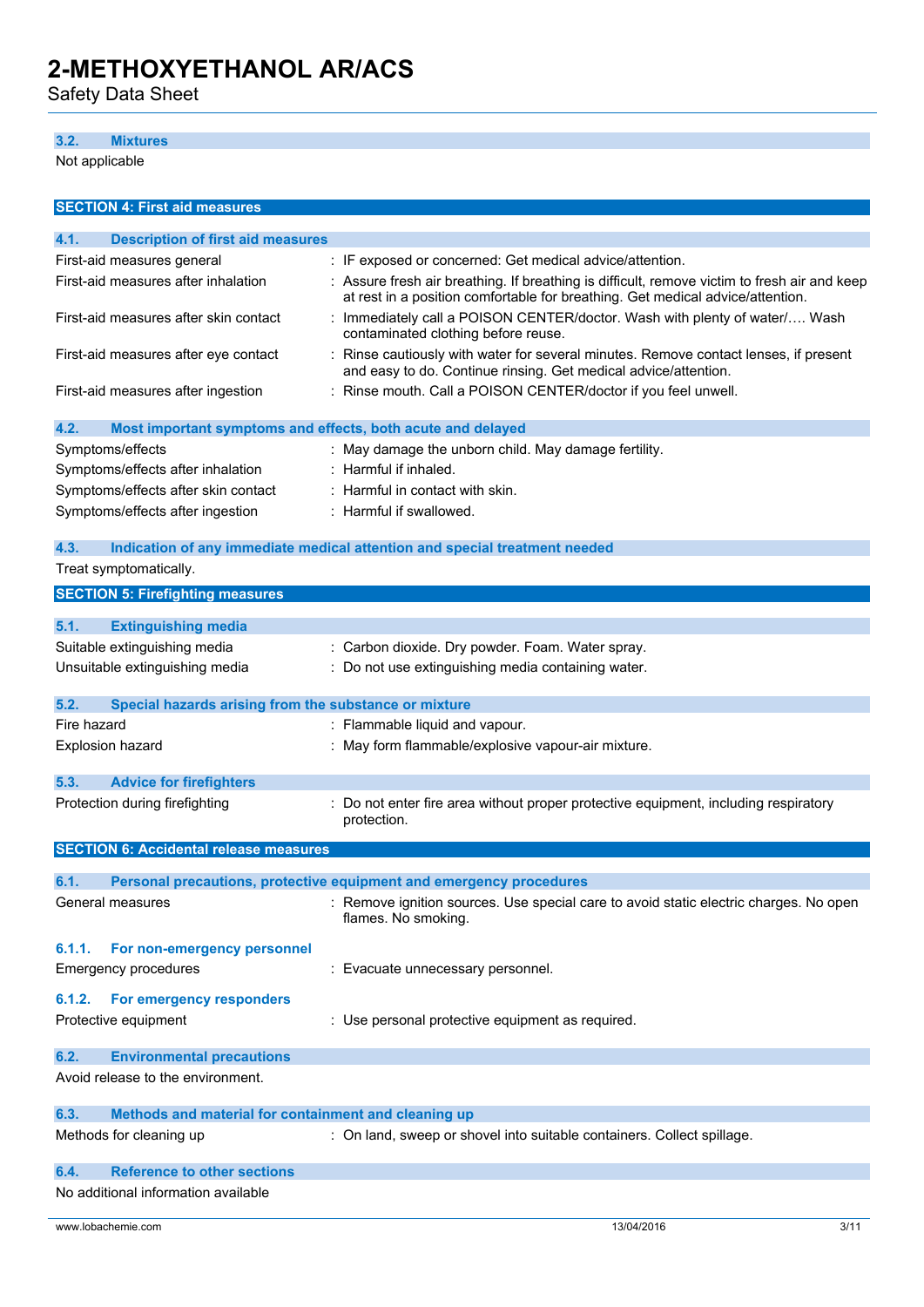### 3.2. Mixtures

Not applicable

## SECTION 4: First aid measures

### 4.1. Description of first aid measures

| | |
|---|---|
| First-aid measures general | : IF exposed or concerned: Get medical advice/attention. |
| First-aid measures after inhalation | : Assure fresh air breathing. If breathing is difficult, remove victim to fresh air and keep at rest in a position comfortable for breathing. Get medical advice/attention. |
| First-aid measures after skin contact | : Immediately call a POISON CENTER/doctor. Wash with plenty of water/…. Wash contaminated clothing before reuse. |
| First-aid measures after eye contact | : Rinse cautiously with water for several minutes. Remove contact lenses, if present and easy to do. Continue rinsing. Get medical advice/attention. |
| First-aid measures after ingestion | : Rinse mouth. Call a POISON CENTER/doctor if you feel unwell. |

### 4.2. Most important symptoms and effects, both acute and delayed

| | |
|---|---|
| Symptoms/effects | : May damage the unborn child. May damage fertility. |
| Symptoms/effects after inhalation | : Harmful if inhaled. |
| Symptoms/effects after skin contact | : Harmful in contact with skin. |
| Symptoms/effects after ingestion | : Harmful if swallowed. |

### 4.3. Indication of any immediate medical attention and special treatment needed

Treat symptomatically.

## SECTION 5: Firefighting measures

### 5.1. Extinguishing media

| | |
|---|---|
| Suitable extinguishing media | : Carbon dioxide. Dry powder. Foam. Water spray. |
| Unsuitable extinguishing media | : Do not use extinguishing media containing water. |

### 5.2. Special hazards arising from the substance or mixture

| | |
|---|---|
| Fire hazard | : Flammable liquid and vapour. |
| Explosion hazard | : May form flammable/explosive vapour-air mixture. |

### 5.3. Advice for firefighters

| | |
|---|---|
| Protection during firefighting | : Do not enter fire area without proper protective equipment, including respiratory protection. |

## SECTION 6: Accidental release measures

### 6.1. Personal precautions, protective equipment and emergency procedures

| | |
|---|---|
| General measures | : Remove ignition sources. Use special care to avoid static electric charges. No open flames. No smoking. |

#### 6.1.1. For non-emergency personnel

| | |
|---|---|
| Emergency procedures | : Evacuate unnecessary personnel. |

#### 6.1.2. For emergency responders

| | |
|---|---|
| Protective equipment | : Use personal protective equipment as required. |

### 6.2. Environmental precautions

Avoid release to the environment.

### 6.3. Methods and material for containment and cleaning up

| | |
|---|---|
| Methods for cleaning up | : On land, sweep or shovel into suitable containers. Collect spillage. |

### 6.4. Reference to other sections

No additional information available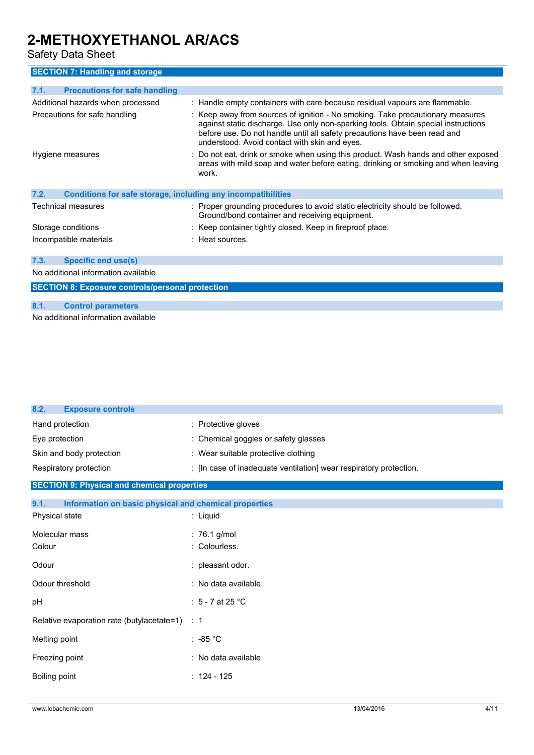## SECTION 7: Handling and storage

### 7.1. Precautions for safe handling

| | |
|---|---|
| Additional hazards when processed | : Handle empty containers with care because residual vapours are flammable. |
| Precautions for safe handling | : Keep away from sources of ignition - No smoking. Take precautionary measures against static discharge. Use only non-sparking tools. Obtain special instructions before use. Do not handle until all safety precautions have been read and understood. Avoid contact with skin and eyes. |
| Hygiene measures | : Do not eat, drink or smoke when using this product. Wash hands and other exposed areas with mild soap and water before eating, drinking or smoking and when leaving work. |

### 7.2. Conditions for safe storage, including any incompatibilities

| | |
|---|---|
| Technical measures | : Proper grounding procedures to avoid static electricity should be followed. Ground/bond container and receiving equipment. |
| Storage conditions | : Keep container tightly closed. Keep in fireproof place. |
| Incompatible materials | : Heat sources. |

### 7.3. Specific end use(s)

No additional information available

## SECTION 8: Exposure controls/personal protection

### 8.1. Control parameters

No additional information available

### 8.2. Exposure controls

| | |
|---|---|
| Hand protection | : Protective gloves |
| Eye protection | : Chemical goggles or safety glasses |
| Skin and body protection | : Wear suitable protective clothing |
| Respiratory protection | : [In case of inadequate ventilation] wear respiratory protection. |

## SECTION 9: Physical and chemical properties

### 9.1. Information on basic physical and chemical properties

| | |
|---|---|
| Physical state | : Liquid |
| Molecular mass | : 76.1 g/mol |
| Colour | : Colourless. |
| Odour | : pleasant odor. |
| Odour threshold | : No data available |
| pH | : 5 - 7 at 25 °C |
| Relative evaporation rate (butylacetate=1) | : 1 |
| Melting point | : -85 °C |
| Freezing point | : No data available |
| Boiling point | : 124 - 125 |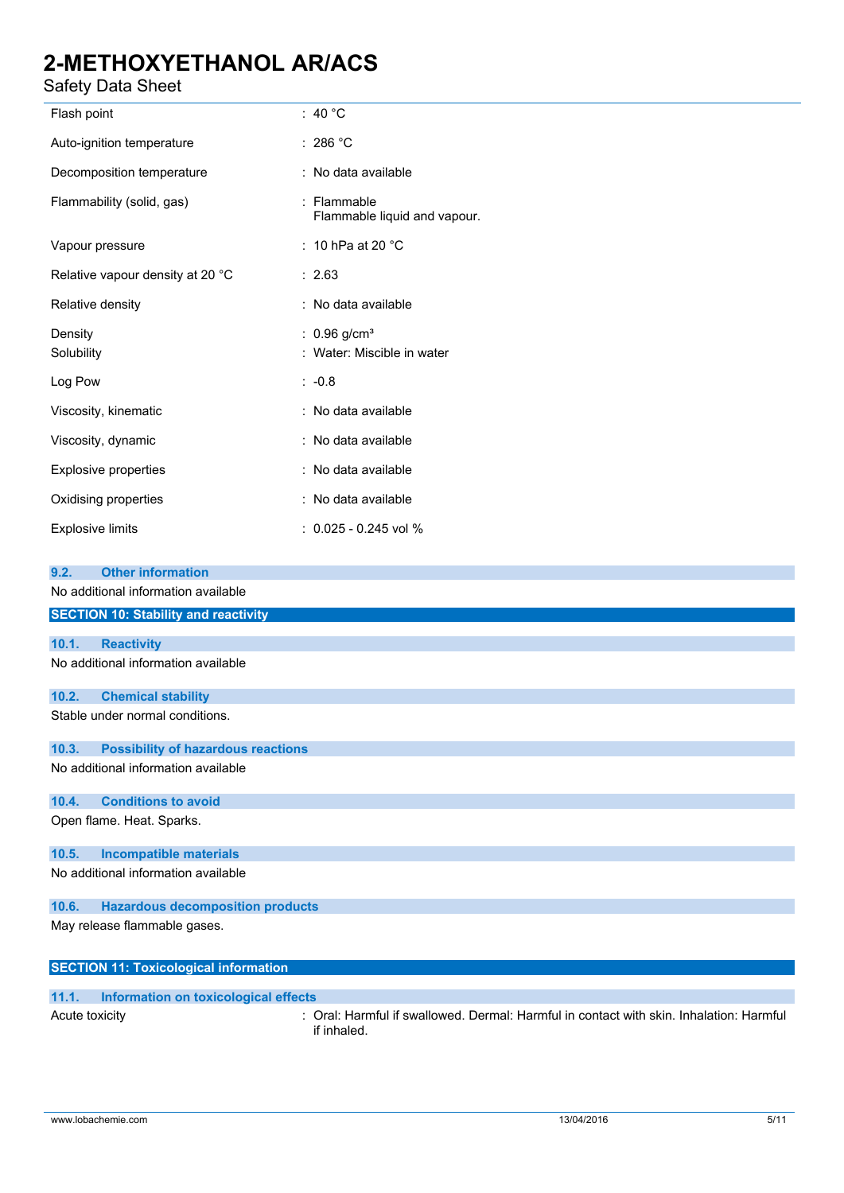| | |
|---|---|
| Flash point | : 40 °C |
| Auto-ignition temperature | : 286 °C |
| Decomposition temperature | : No data available |
| Flammability (solid, gas) | : Flammable<br>Flammable liquid and vapour. |
| Vapour pressure | : 10 hPa at 20 °C |
| Relative vapour density at 20 °C | : 2.63 |
| Relative density | : No data available |
| Density | : 0.96 g/cm³ |
| Solubility | : Water: Miscible in water |
| Log Pow | : -0.8 |
| Viscosity, kinematic | : No data available |
| Viscosity, dynamic | : No data available |
| Explosive properties | : No data available |
| Oxidising properties | : No data available |
| Explosive limits | : 0.025 - 0.245 vol % |

### 9.2. Other information

No additional information available

## SECTION 10: Stability and reactivity

### 10.1. Reactivity

No additional information available

### 10.2. Chemical stability

Stable under normal conditions.

### 10.3. Possibility of hazardous reactions

No additional information available

### 10.4. Conditions to avoid

Open flame. Heat. Sparks.

### 10.5. Incompatible materials

No additional information available

### 10.6. Hazardous decomposition products

May release flammable gases.

## SECTION 11: Toxicological information

### 11.1. Information on toxicological effects

| | |
|---|---|
| Acute toxicity | : Oral: Harmful if swallowed. Dermal: Harmful in contact with skin. Inhalation: Harmful if inhaled. |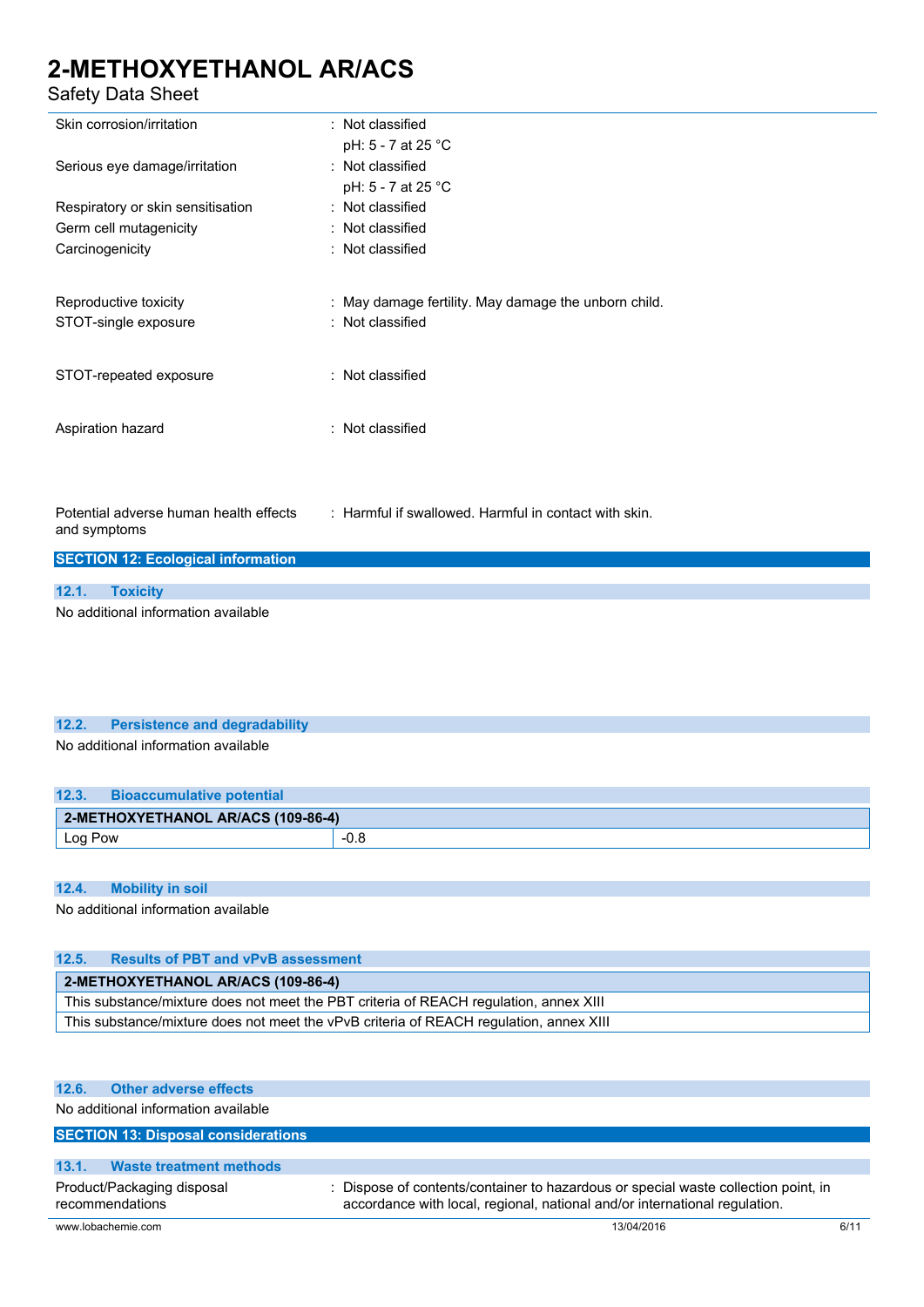| | |
|---|---|
| Skin corrosion/irritation | : Not classified<br>pH: 5 - 7 at 25 °C |
| Serious eye damage/irritation | : Not classified<br>pH: 5 - 7 at 25 °C |
| Respiratory or skin sensitisation | : Not classified |
| Germ cell mutagenicity | : Not classified |
| Carcinogenicity | : Not classified |
| Reproductive toxicity | : May damage fertility. May damage the unborn child. |
| STOT-single exposure | : Not classified |
| STOT-repeated exposure | : Not classified |
| Aspiration hazard | : Not classified |
| Potential adverse human health effects and symptoms | : Harmful if swallowed. Harmful in contact with skin. |

## SECTION 12: Ecological information

### 12.1. Toxicity

No additional information available

### 12.2. Persistence and degradability

No additional information available

### 12.3. Bioaccumulative potential

| 2-METHOXYETHANOL AR/ACS (109-86-4) | |
|---|---|
| Log Pow | -0.8 |

### 12.4. Mobility in soil

No additional information available

### 12.5. Results of PBT and vPvB assessment

| 2-METHOXYETHANOL AR/ACS (109-86-4) |
|---|
| This substance/mixture does not meet the PBT criteria of REACH regulation, annex XIII |
| This substance/mixture does not meet the vPvB criteria of REACH regulation, annex XIII |

### 12.6. Other adverse effects

No additional information available

## SECTION 13: Disposal considerations

### 13.1. Waste treatment methods

| | |
|---|---|
| Product/Packaging disposal recommendations | : Dispose of contents/container to hazardous or special waste collection point, in accordance with local, regional, national and/or international regulation. |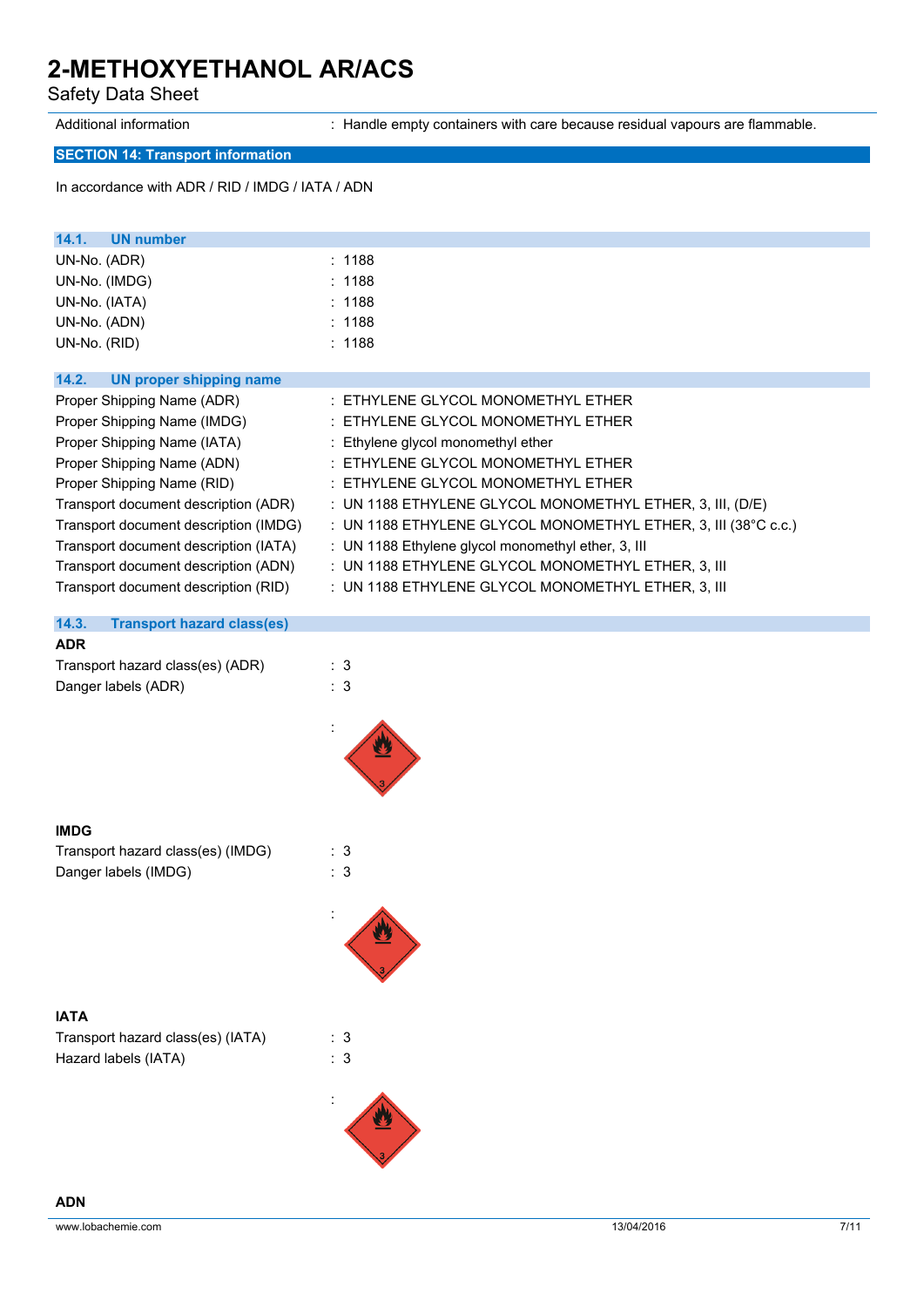Additional information : Handle empty containers with care because residual vapours are flammable.

## SECTION 14: Transport information

In accordance with ADR / RID / IMDG / IATA / ADN

### 14.1. UN number

| | |
|---|---|
| UN-No. (ADR) | : 1188 |
| UN-No. (IMDG) | : 1188 |
| UN-No. (IATA) | : 1188 |
| UN-No. (ADN) | : 1188 |
| UN-No. (RID) | : 1188 |

### 14.2. UN proper shipping name

| | |
|---|---|
| Proper Shipping Name (ADR) | : ETHYLENE GLYCOL MONOMETHYL ETHER |
| Proper Shipping Name (IMDG) | : ETHYLENE GLYCOL MONOMETHYL ETHER |
| Proper Shipping Name (IATA) | : Ethylene glycol monomethyl ether |
| Proper Shipping Name (ADN) | : ETHYLENE GLYCOL MONOMETHYL ETHER |
| Proper Shipping Name (RID) | : ETHYLENE GLYCOL MONOMETHYL ETHER |
| Transport document description (ADR) | : UN 1188 ETHYLENE GLYCOL MONOMETHYL ETHER, 3, III, (D/E) |
| Transport document description (IMDG) | : UN 1188 ETHYLENE GLYCOL MONOMETHYL ETHER, 3, III (38°C c.c.) |
| Transport document description (IATA) | : UN 1188 Ethylene glycol monomethyl ether, 3, III |
| Transport document description (ADN) | : UN 1188 ETHYLENE GLYCOL MONOMETHYL ETHER, 3, III |
| Transport document description (RID) | : UN 1188 ETHYLENE GLYCOL MONOMETHYL ETHER, 3, III |

### 14.3. Transport hazard class(es)

**ADR**

| | |
|---|---|
| Transport hazard class(es) (ADR) | : 3 |
| Danger labels (ADR) | : 3 |

:

**IMDG**

| | |
|---|---|
| Transport hazard class(es) (IMDG) | : 3 |
| Danger labels (IMDG) | : 3 |

:

**IATA**

| | |
|---|---|
| Transport hazard class(es) (IATA) | : 3 |
| Hazard labels (IATA) | : 3 |

:

**ADN**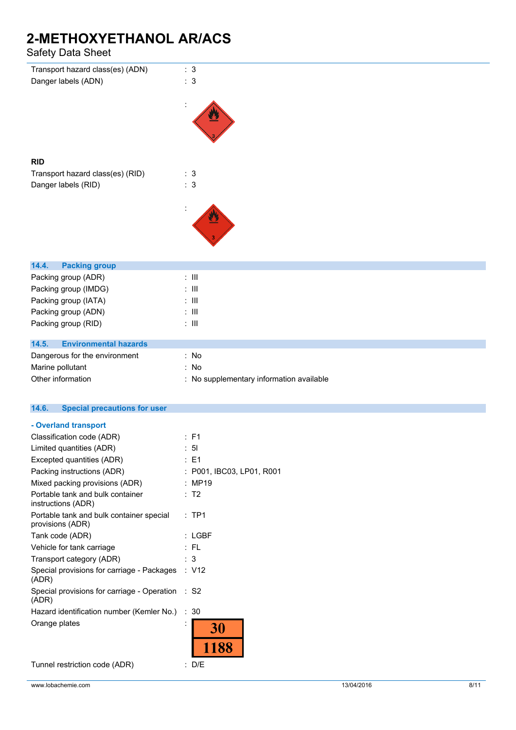Transport hazard class(es) (ADN) : 3

Danger labels (ADN) : 3

:

**RID**

Transport hazard class(es) (RID) : 3

Danger labels (RID) : 3

:

## 14.4. Packing group

Packing group (ADR) : III

Packing group (IMDG) : III

Packing group (IATA) : III

Packing group (ADN) : III

Packing group (RID) : III

## 14.5. Environmental hazards

Dangerous for the environment : No

Marine pollutant : No

Other information : No supplementary information available

## 14.6. Special precautions for user

### - Overland transport

Classification code (ADR) : F1

Limited quantities (ADR) : 5l

Excepted quantities (ADR) : E1

Packing instructions (ADR) : P001, IBC03, LP01, R001

Mixed packing provisions (ADR) : MP19

Portable tank and bulk container instructions (ADR) : T2

Portable tank and bulk container special provisions (ADR) : TP1

Tank code (ADR) : LGBF

Vehicle for tank carriage : FL

Transport category (ADR) : 3

Special provisions for carriage - Packages (ADR) : V12

Special provisions for carriage - Operation (ADR) : S2

Hazard identification number (Kemler No.) : 30

Orange plates :

| 30 |
|---|
| 1188 |

Tunnel restriction code (ADR) : D/E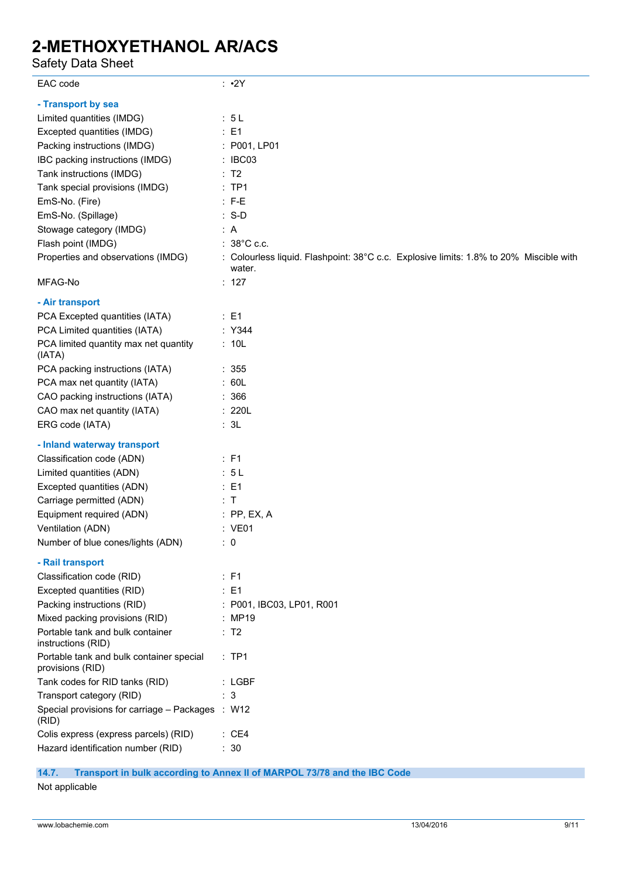| | |
|---|---|
| EAC code | : •2Y |

**- Transport by sea**

| | |
|---|---|
| Limited quantities (IMDG) | : 5 L |
| Excepted quantities (IMDG) | : E1 |
| Packing instructions (IMDG) | : P001, LP01 |
| IBC packing instructions (IMDG) | : IBC03 |
| Tank instructions (IMDG) | : T2 |
| Tank special provisions (IMDG) | : TP1 |
| EmS-No. (Fire) | : F-E |
| EmS-No. (Spillage) | : S-D |
| Stowage category (IMDG) | : A |
| Flash point (IMDG) | : 38°C c.c. |
| Properties and observations (IMDG) | : Colourless liquid. Flashpoint: 38°C c.c. Explosive limits: 1.8% to 20% Miscible with water. |
| MFAG-No | : 127 |

**- Air transport**

| | |
|---|---|
| PCA Excepted quantities (IATA) | : E1 |
| PCA Limited quantities (IATA) | : Y344 |
| PCA limited quantity max net quantity (IATA) | : 10L |
| PCA packing instructions (IATA) | : 355 |
| PCA max net quantity (IATA) | : 60L |
| CAO packing instructions (IATA) | : 366 |
| CAO max net quantity (IATA) | : 220L |
| ERG code (IATA) | : 3L |

**- Inland waterway transport**

| | |
|---|---|
| Classification code (ADN) | : F1 |
| Limited quantities (ADN) | : 5 L |
| Excepted quantities (ADN) | : E1 |
| Carriage permitted (ADN) | : T |
| Equipment required (ADN) | : PP, EX, A |
| Ventilation (ADN) | : VE01 |
| Number of blue cones/lights (ADN) | : 0 |

**- Rail transport**

| | |
|---|---|
| Classification code (RID) | : F1 |
| Excepted quantities (RID) | : E1 |
| Packing instructions (RID) | : P001, IBC03, LP01, R001 |
| Mixed packing provisions (RID) | : MP19 |
| Portable tank and bulk container instructions (RID) | : T2 |
| Portable tank and bulk container special provisions (RID) | : TP1 |
| Tank codes for RID tanks (RID) | : LGBF |
| Transport category (RID) | : 3 |
| Special provisions for carriage – Packages (RID) | : W12 |
| Colis express (express parcels) (RID) | : CE4 |
| Hazard identification number (RID) | : 30 |

### 14.7. Transport in bulk according to Annex II of MARPOL 73/78 and the IBC Code

Not applicable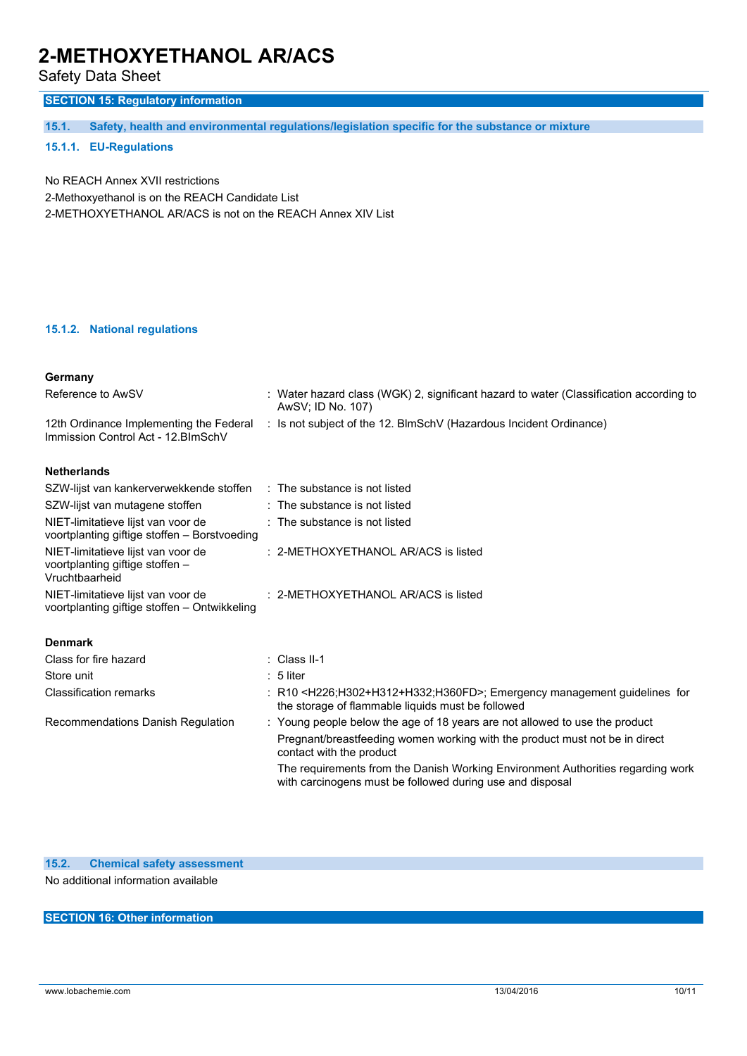## SECTION 15: Regulatory information

### 15.1. Safety, health and environmental regulations/legislation specific for the substance or mixture

#### 15.1.1. EU-Regulations

No REACH Annex XVII restrictions
2-Methoxyethanol is on the REACH Candidate List
2-METHOXYETHANOL AR/ACS is not on the REACH Annex XIV List

#### 15.1.2. National regulations

**Germany**

| | |
|---|---|
| Reference to AwSV | : Water hazard class (WGK) 2, significant hazard to water (Classification according to AwSV; ID No. 107) |
| 12th Ordinance Implementing the Federal Immission Control Act - 12.BImSchV | : Is not subject of the 12. BlmSchV (Hazardous Incident Ordinance) |

**Netherlands**

| | |
|---|---|
| SZW-lijst van kankerverwekkende stoffen | : The substance is not listed |
| SZW-lijst van mutagene stoffen | : The substance is not listed |
| NIET-limitatieve lijst van voor de voortplanting giftige stoffen – Borstvoeding | : The substance is not listed |
| NIET-limitatieve lijst van voor de voortplanting giftige stoffen – Vruchtbaarheid | : 2-METHOXYETHANOL AR/ACS is listed |
| NIET-limitatieve lijst van voor de voortplanting giftige stoffen – Ontwikkeling | : 2-METHOXYETHANOL AR/ACS is listed |

**Denmark**

| | |
|---|---|
| Class for fire hazard | : Class II-1 |
| Store unit | : 5 liter |
| Classification remarks | : R10 <H226;H302+H312+H332;H360FD>; Emergency management guidelines for the storage of flammable liquids must be followed |
| Recommendations Danish Regulation | : Young people below the age of 18 years are not allowed to use the product<br>Pregnant/breastfeeding women working with the product must not be in direct contact with the product<br>The requirements from the Danish Working Environment Authorities regarding work with carcinogens must be followed during use and disposal |

### 15.2. Chemical safety assessment

No additional information available

## SECTION 16: Other information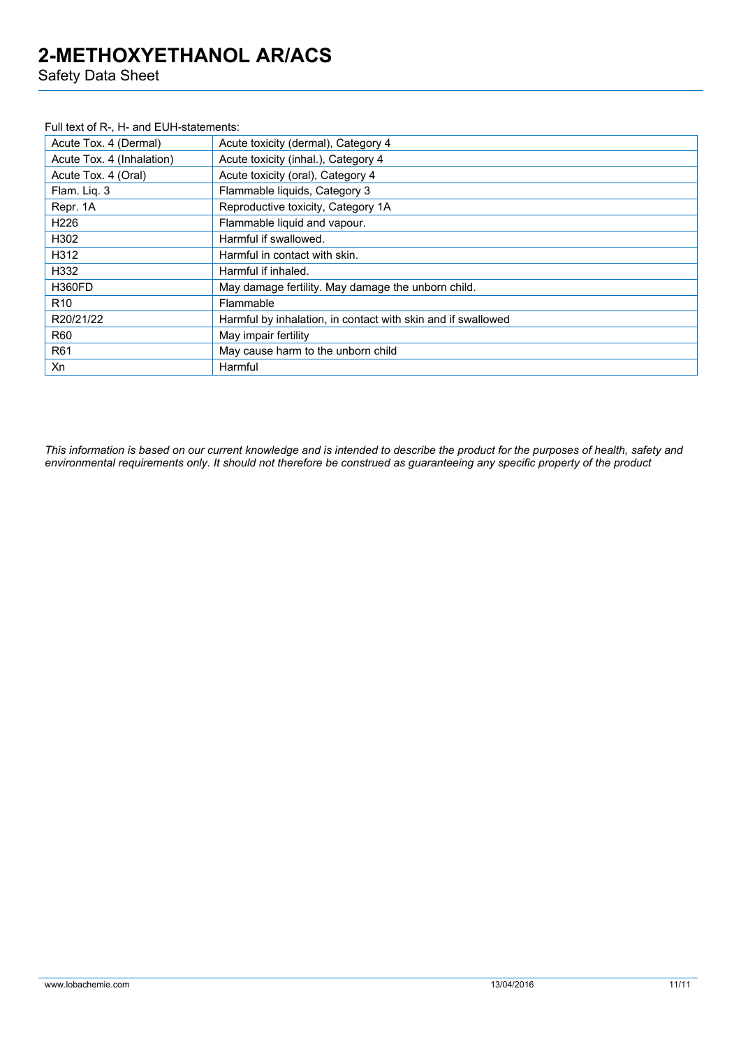Full text of R-, H- and EUH-statements:

| | |
|---|---|
| Acute Tox. 4 (Dermal) | Acute toxicity (dermal), Category 4 |
| Acute Tox. 4 (Inhalation) | Acute toxicity (inhal.), Category 4 |
| Acute Tox. 4 (Oral) | Acute toxicity (oral), Category 4 |
| Flam. Liq. 3 | Flammable liquids, Category 3 |
| Repr. 1A | Reproductive toxicity, Category 1A |
| H226 | Flammable liquid and vapour. |
| H302 | Harmful if swallowed. |
| H312 | Harmful in contact with skin. |
| H332 | Harmful if inhaled. |
| H360FD | May damage fertility. May damage the unborn child. |
| R10 | Flammable |
| R20/21/22 | Harmful by inhalation, in contact with skin and if swallowed |
| R60 | May impair fertility |
| R61 | May cause harm to the unborn child |
| Xn | Harmful |

*This information is based on our current knowledge and is intended to describe the product for the purposes of health, safety and environmental requirements only. It should not therefore be construed as guaranteeing any specific property of the product*